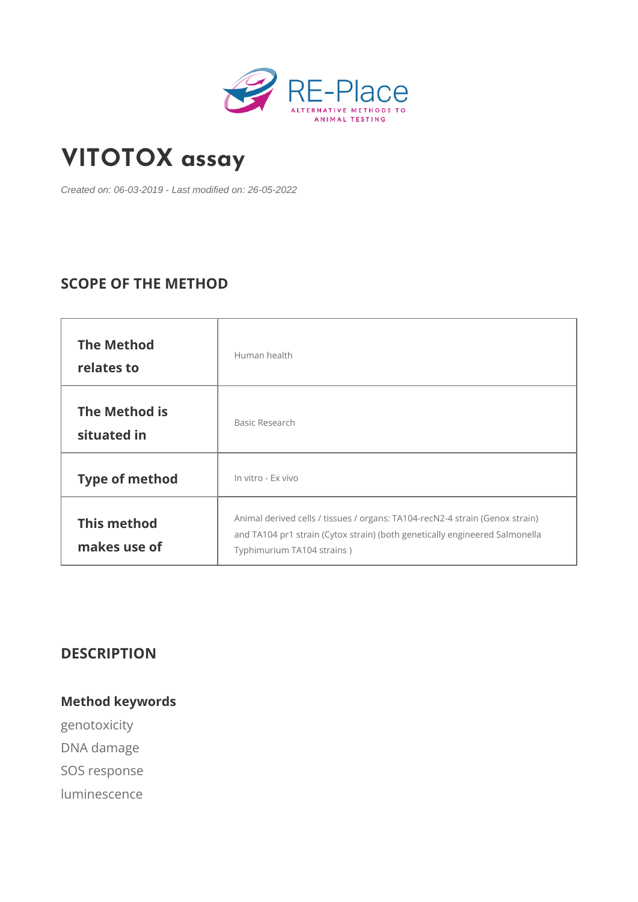# VITOTOX assay

*Created on: 06-03-2019 - Last modified on: 26-05-2022*

## SCOPE OF THE METHOD

| | |
|---|---|
| **The Method relates to** | Human health |
| **The Method is situated in** | Basic Research |
| **Type of method** | In vitro - Ex vivo |
| **This method makes use of** | Animal derived cells / tissues / organs: TA104-recN2-4 strain (Genox strain) and TA104 pr1 strain (Cytox strain) (both genetically engineered Salmonella Typhimurium TA104 strains ) |

## DESCRIPTION

### Method keywords

genotoxicity

DNA damage

SOS response

luminescence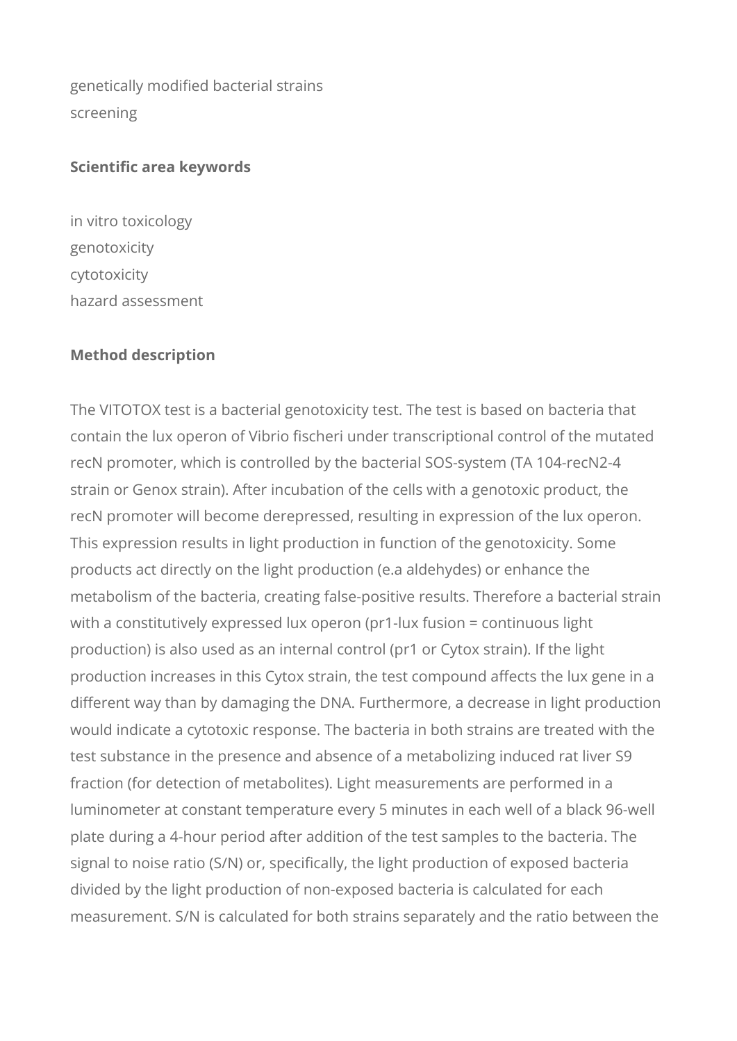genetically modified bacterial strains
screening

**Scientific area keywords**

in vitro toxicology
genotoxicity
cytotoxicity
hazard assessment

**Method description**

The VITOTOX test is a bacterial genotoxicity test. The test is based on bacteria that contain the lux operon of Vibrio fischeri under transcriptional control of the mutated recN promoter, which is controlled by the bacterial SOS-system (TA 104-recN2-4 strain or Genox strain). After incubation of the cells with a genotoxic product, the recN promoter will become derepressed, resulting in expression of the lux operon. This expression results in light production in function of the genotoxicity. Some products act directly on the light production (e.a aldehydes) or enhance the metabolism of the bacteria, creating false-positive results. Therefore a bacterial strain with a constitutively expressed lux operon (pr1-lux fusion = continuous light production) is also used as an internal control (pr1 or Cytox strain). If the light production increases in this Cytox strain, the test compound affects the lux gene in a different way than by damaging the DNA. Furthermore, a decrease in light production would indicate a cytotoxic response. The bacteria in both strains are treated with the test substance in the presence and absence of a metabolizing induced rat liver S9 fraction (for detection of metabolites). Light measurements are performed in a luminometer at constant temperature every 5 minutes in each well of a black 96-well plate during a 4-hour period after addition of the test samples to the bacteria. The signal to noise ratio (S/N) or, specifically, the light production of exposed bacteria divided by the light production of non-exposed bacteria is calculated for each measurement. S/N is calculated for both strains separately and the ratio between the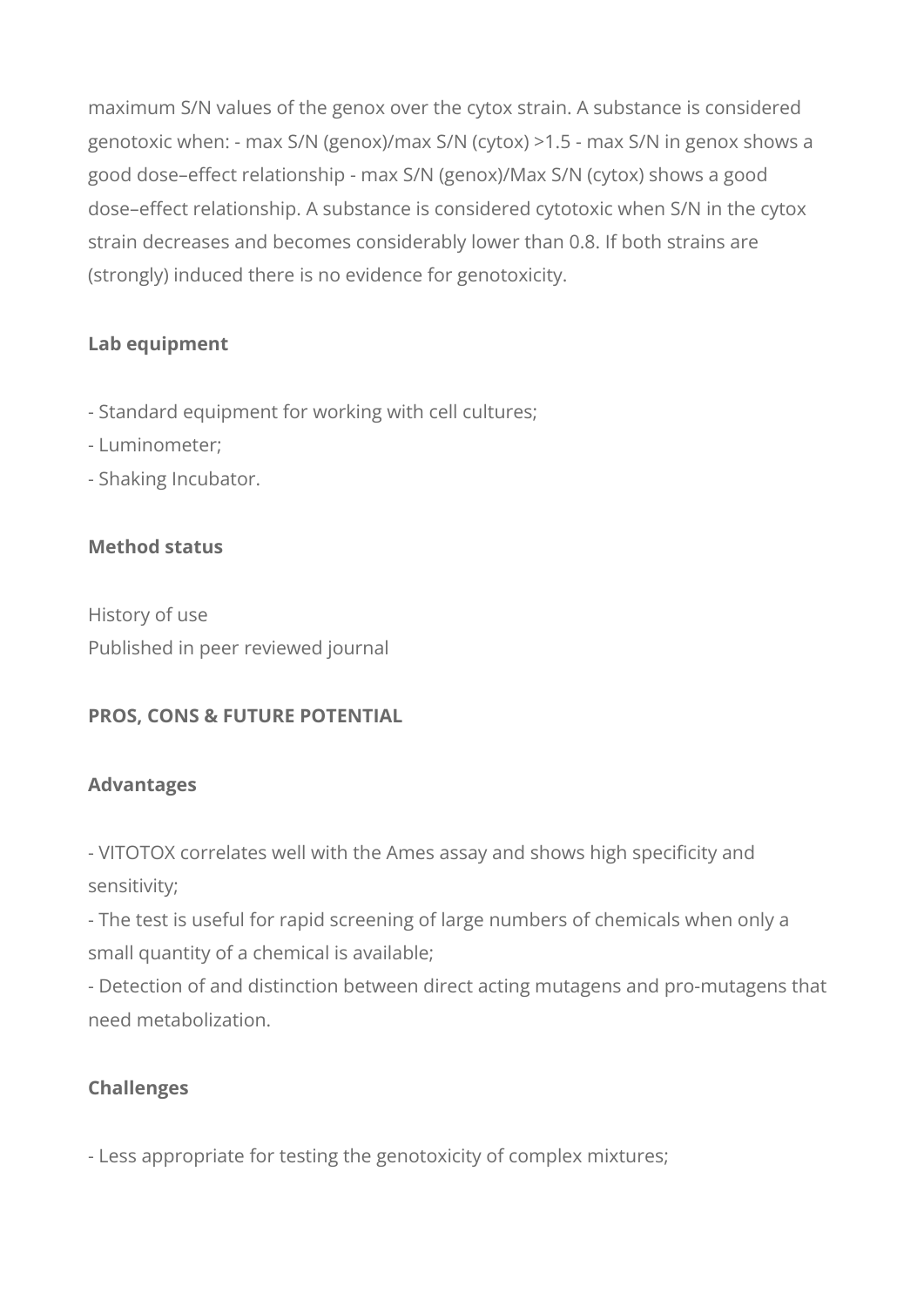maximum S/N values of the genox over the cytox strain. A substance is considered genotoxic when: - max S/N (genox)/max S/N (cytox) >1.5 - max S/N in genox shows a good dose–effect relationship - max S/N (genox)/Max S/N (cytox) shows a good dose–effect relationship. A substance is considered cytotoxic when S/N in the cytox strain decreases and becomes considerably lower than 0.8. If both strains are (strongly) induced there is no evidence for genotoxicity.

**Lab equipment**

- Standard equipment for working with cell cultures;
- Luminometer;
- Shaking Incubator.

**Method status**

History of use
Published in peer reviewed journal

**PROS, CONS & FUTURE POTENTIAL**

**Advantages**

- VITOTOX correlates well with the Ames assay and shows high specificity and sensitivity;
- The test is useful for rapid screening of large numbers of chemicals when only a small quantity of a chemical is available;
- Detection of and distinction between direct acting mutagens and pro-mutagens that need metabolization.

**Challenges**

- Less appropriate for testing the genotoxicity of complex mixtures;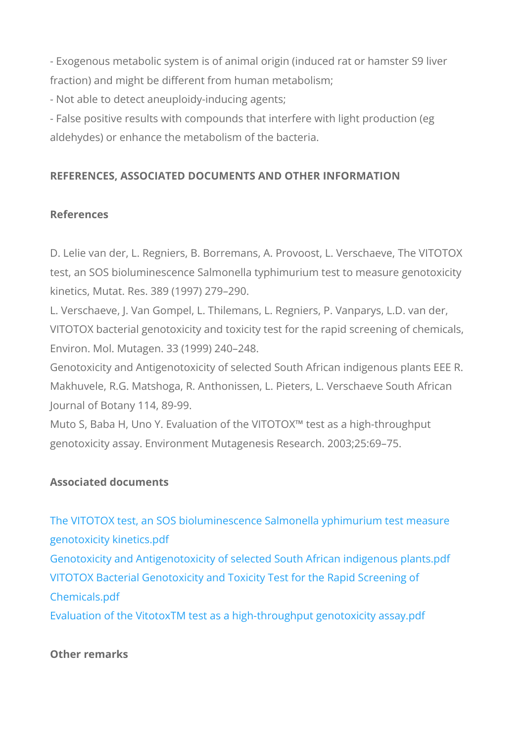- Exogenous metabolic system is of animal origin (induced rat or hamster S9 liver fraction) and might be different from human metabolism;
- Not able to detect aneuploidy-inducing agents;
- False positive results with compounds that interfere with light production (eg aldehydes) or enhance the metabolism of the bacteria.

**REFERENCES, ASSOCIATED DOCUMENTS AND OTHER INFORMATION**

**References**

D. Lelie van der, L. Regniers, B. Borremans, A. Provoost, L. Verschaeve, The VITOTOX test, an SOS bioluminescence Salmonella typhimurium test to measure genotoxicity kinetics, Mutat. Res. 389 (1997) 279–290.
L. Verschaeve, J. Van Gompel, L. Thilemans, L. Regniers, P. Vanparys, L.D. van der, VITOTOX bacterial genotoxicity and toxicity test for the rapid screening of chemicals, Environ. Mol. Mutagen. 33 (1999) 240–248.
Genotoxicity and Antigenotoxicity of selected South African indigenous plants EEE R. Makhuvele, R.G. Matshoga, R. Anthonissen, L. Pieters, L. Verschaeve South African Journal of Botany 114, 89-99.
Muto S, Baba H, Uno Y. Evaluation of the VITOTOX™ test as a high-throughput genotoxicity assay. Environment Mutagenesis Research. 2003;25:69–75.

**Associated documents**

The VITOTOX test, an SOS bioluminescence Salmonella yphimurium test measure genotoxicity kinetics.pdf
Genotoxicity and Antigenotoxicity of selected South African indigenous plants.pdf
VITOTOX Bacterial Genotoxicity and Toxicity Test for the Rapid Screening of Chemicals.pdf
Evaluation of the VitotoxTM test as a high-throughput genotoxicity assay.pdf

**Other remarks**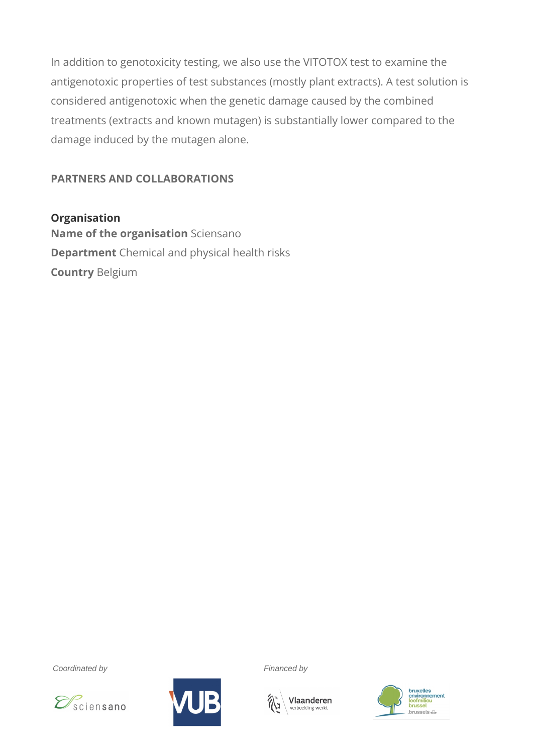In addition to genotoxicity testing, we also use the VITOTOX test to examine the antigenotoxic properties of test substances (mostly plant extracts). A test solution is considered antigenotoxic when the genetic damage caused by the combined treatments (extracts and known mutagen) is substantially lower compared to the damage induced by the mutagen alone.

## PARTNERS AND COLLABORATIONS

**Organisation**
**Name of the organisation** Sciensano
**Department** Chemical and physical health risks
**Country** Belgium

*Coordinated by*

*Financed by*